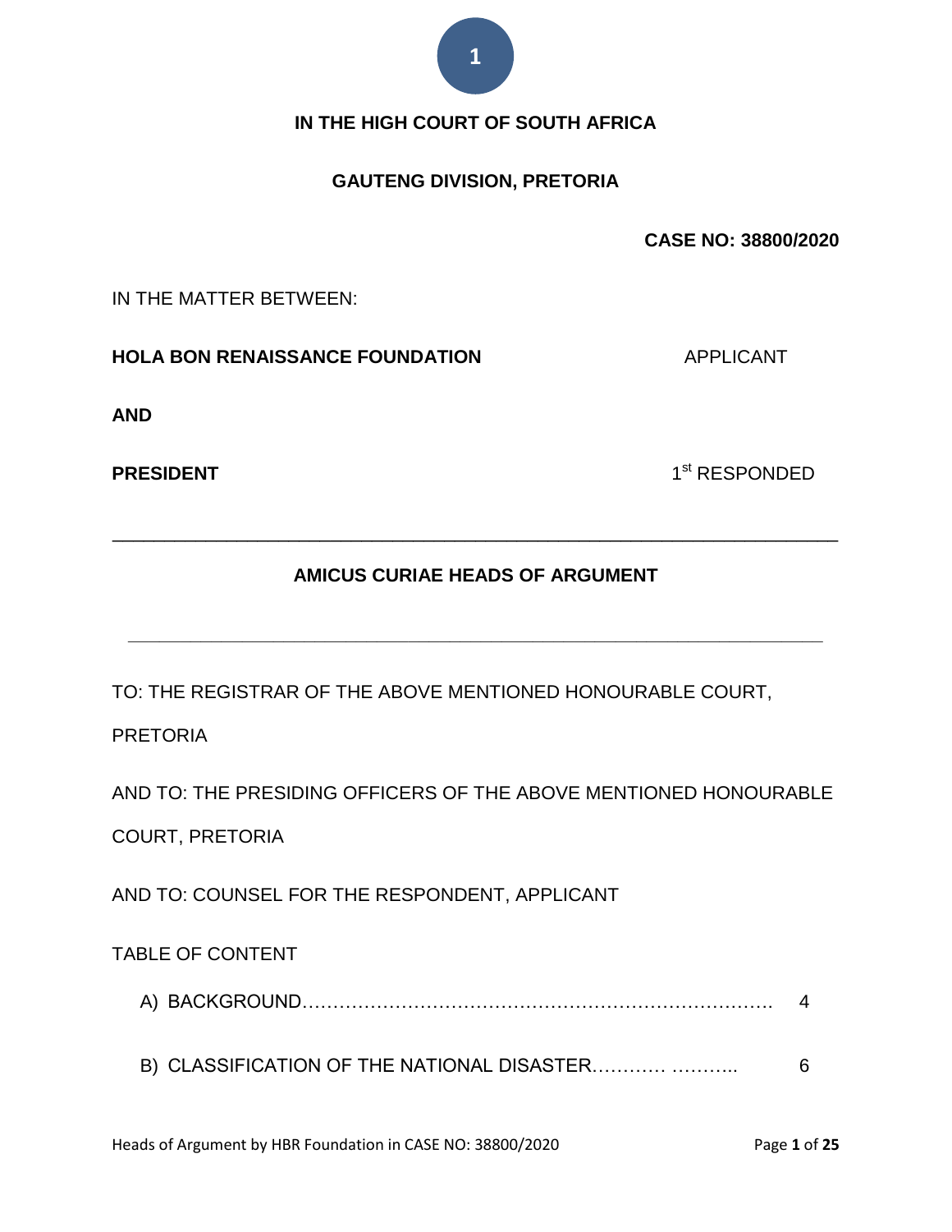**IN THE HIGH COURT OF SOUTH AFRICA**

**GAUTENG DIVISION, PRETORIA**

**CASE NO: 38800/2020**

IN THE MATTER BETWEEN:

**HOLA BON RENAISSANCE FOUNDATION** APPLICANT

**AND**

**PRESIDENT** 1st RESPONDED

---

**AMICUS CURIAE HEADS OF ARGUMENT**

---

TO: THE REGISTRAR OF THE ABOVE MENTIONED HONOURABLE COURT, PRETORIA

AND TO: THE PRESIDING OFFICERS OF THE ABOVE MENTIONED HONOURABLE COURT, PRETORIA

AND TO: COUNSEL FOR THE RESPONDENT, APPLICANT

TABLE OF CONTENT

A) BACKGROUND………………………………………………………………… 4

B) CLASSIFICATION OF THE NATIONAL DISASTER………… ……….. 6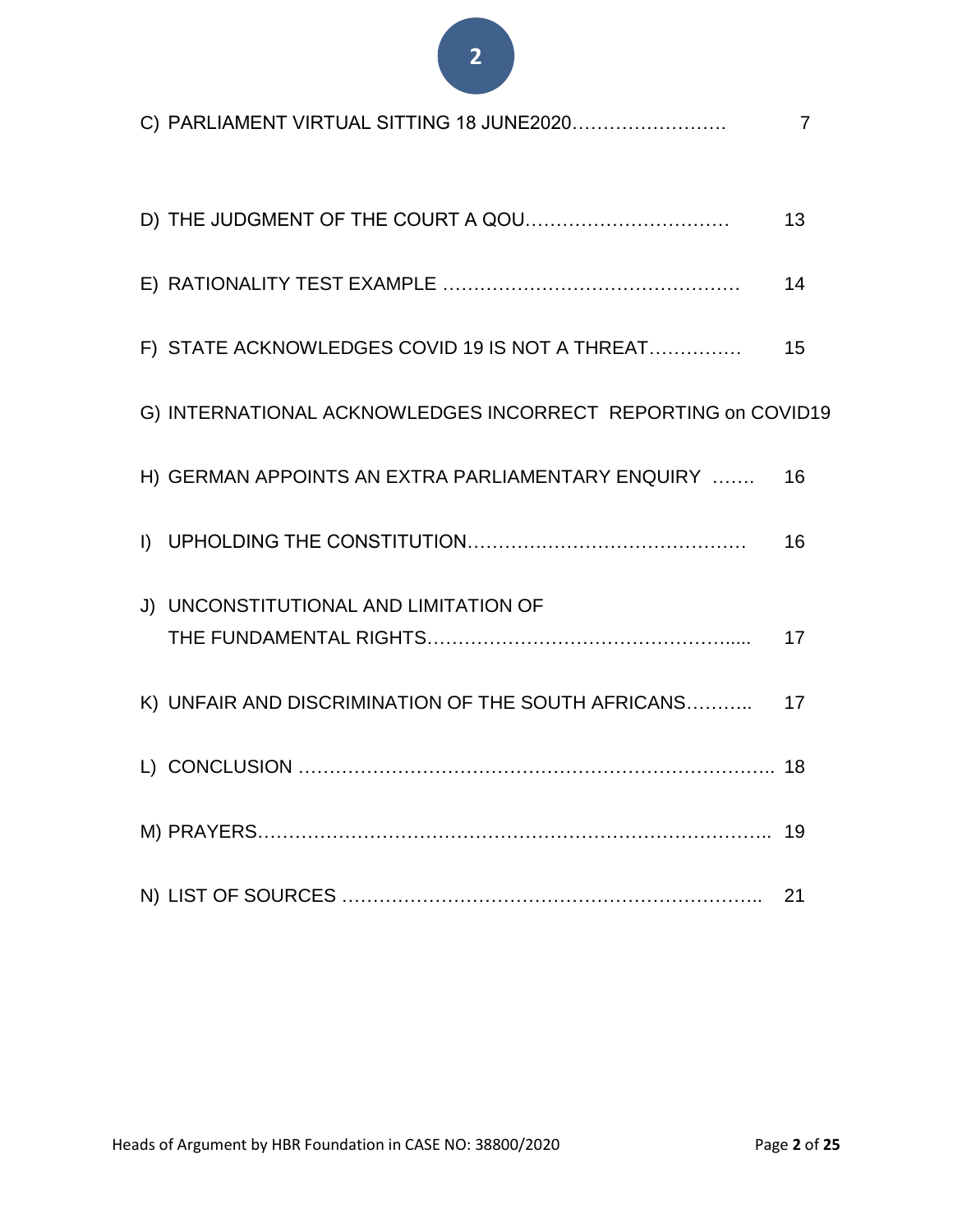C) PARLIAMENT VIRTUAL SITTING 18 JUNE2020……………………. 7

D) THE JUDGMENT OF THE COURT A QOU…………………………… 13

E) RATIONALITY TEST EXAMPLE ………………………………………… 14

F) STATE ACKNOWLEDGES COVID 19 IS NOT A THREAT…………… 15

G) INTERNATIONAL ACKNOWLEDGES INCORRECT REPORTING on COVID19

H) GERMAN APPOINTS AN EXTRA PARLIAMENTARY ENQUIRY ……. 16

I) UPHOLDING THE CONSTITUTION……………………………………… 16

J) UNCONSTITUTIONAL AND LIMITATION OF THE FUNDAMENTAL RIGHTS…………………………………………….... 17

K) UNFAIR AND DISCRIMINATION OF THE SOUTH AFRICANS……….. 17

L) CONCLUSION ………………………………………………………………….. 18

M) PRAYERS……………………………………………………………………….. 19

N) LIST OF SOURCES ………………………………………………………….. 21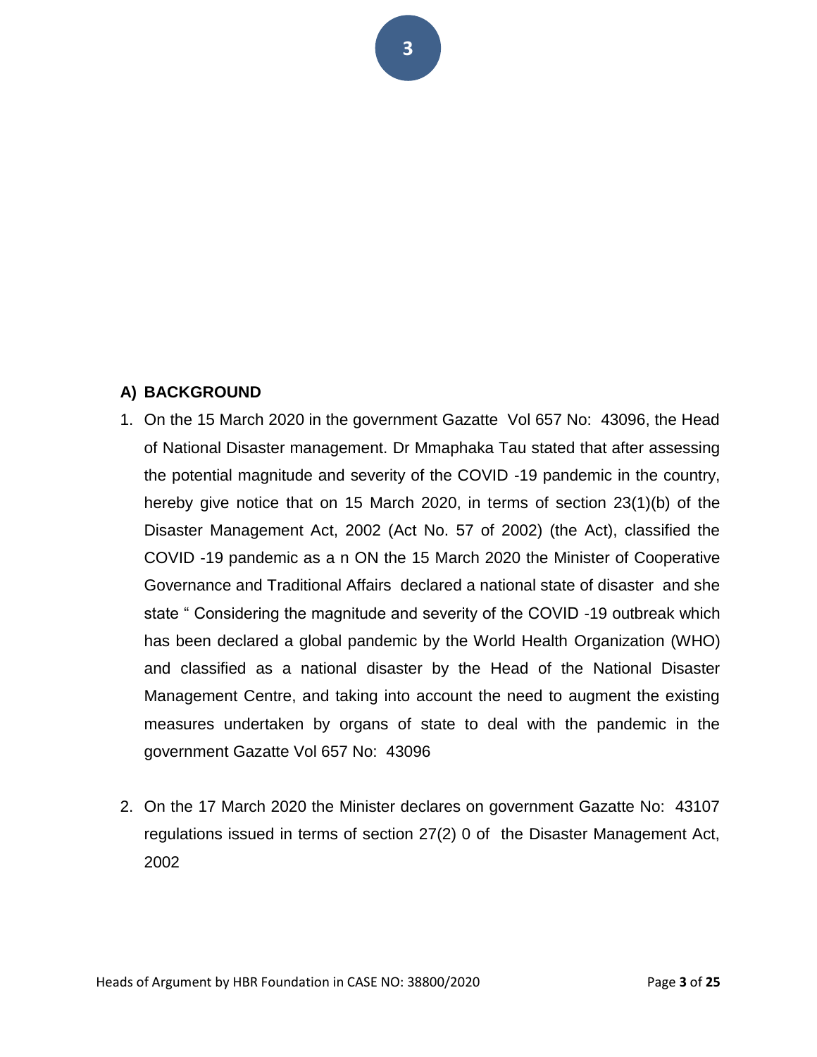## A) BACKGROUND

1. On the 15 March 2020 in the government Gazatte Vol 657 No: 43096, the Head of National Disaster management. Dr Mmaphaka Tau stated that after assessing the potential magnitude and severity of the COVID -19 pandemic in the country, hereby give notice that on 15 March 2020, in terms of section 23(1)(b) of the Disaster Management Act, 2002 (Act No. 57 of 2002) (the Act), classified the COVID -19 pandemic as a n ON the 15 March 2020 the Minister of Cooperative Governance and Traditional Affairs declared a national state of disaster and she state " Considering the magnitude and severity of the COVID -19 outbreak which has been declared a global pandemic by the World Health Organization (WHO) and classified as a national disaster by the Head of the National Disaster Management Centre, and taking into account the need to augment the existing measures undertaken by organs of state to deal with the pandemic in the government Gazatte Vol 657 No: 43096

2. On the 17 March 2020 the Minister declares on government Gazatte No: 43107 regulations issued in terms of section 27(2) 0 of the Disaster Management Act, 2002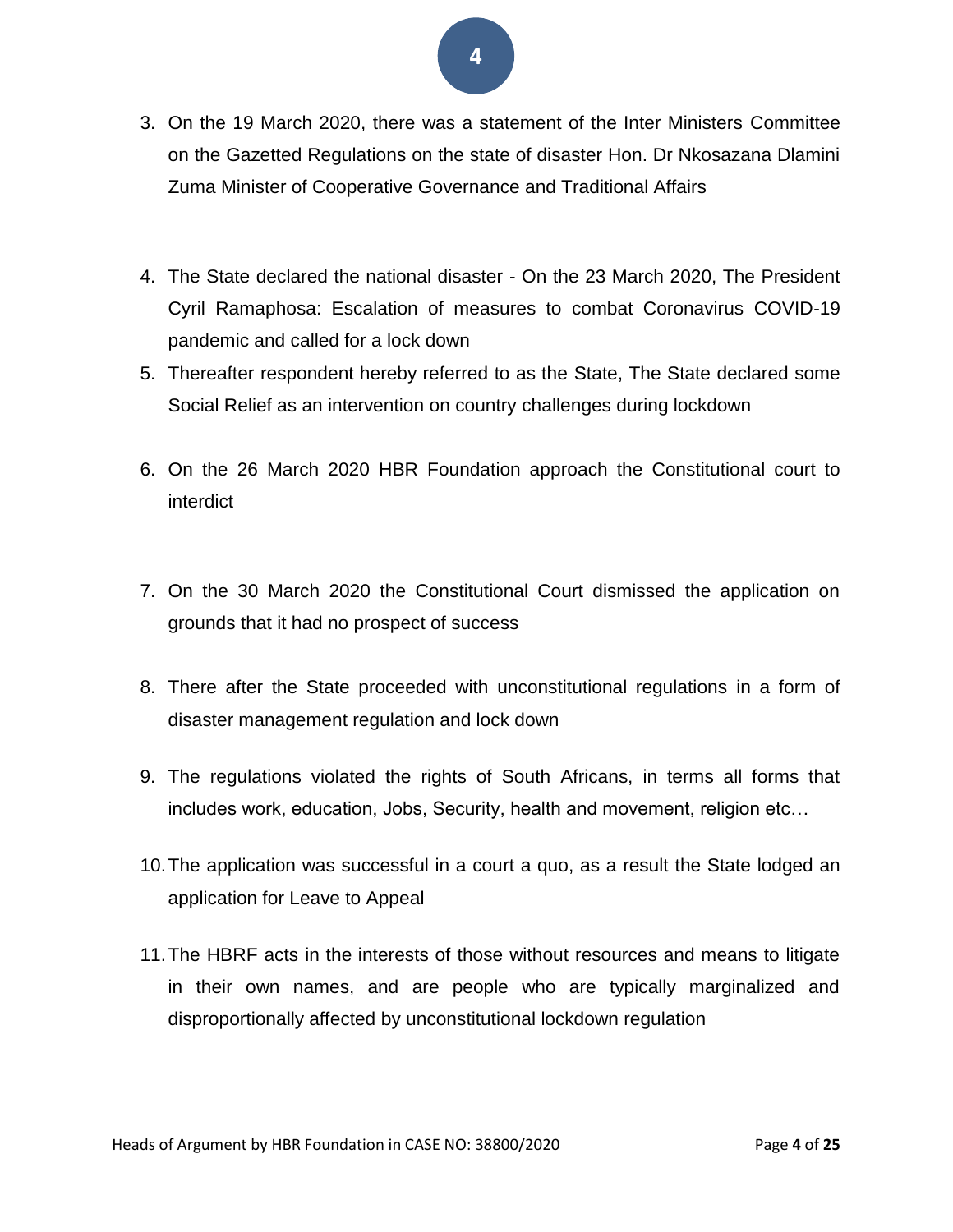3. On the 19 March 2020, there was a statement of the Inter Ministers Committee on the Gazetted Regulations on the state of disaster Hon. Dr Nkosazana Dlamini Zuma Minister of Cooperative Governance and Traditional Affairs

4. The State declared the national disaster - On the 23 March 2020, The President Cyril Ramaphosa: Escalation of measures to combat Coronavirus COVID-19 pandemic and called for a lock down
5. Thereafter respondent hereby referred to as the State, The State declared some Social Relief as an intervention on country challenges during lockdown

6. On the 26 March 2020 HBR Foundation approach the Constitutional court to interdict

7. On the 30 March 2020 the Constitutional Court dismissed the application on grounds that it had no prospect of success

8. There after the State proceeded with unconstitutional regulations in a form of disaster management regulation and lock down

9. The regulations violated the rights of South Africans, in terms all forms that includes work, education, Jobs, Security, health and movement, religion etc…

10. The application was successful in a court a quo, as a result the State lodged an application for Leave to Appeal

11. The HBRF acts in the interests of those without resources and means to litigate in their own names, and are people who are typically marginalized and disproportionally affected by unconstitutional lockdown regulation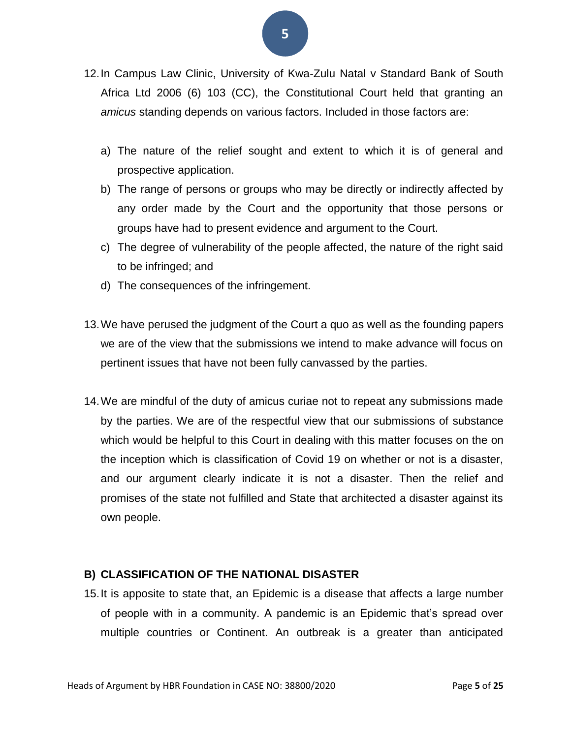12. In Campus Law Clinic, University of Kwa-Zulu Natal v Standard Bank of South Africa Ltd 2006 (6) 103 (CC), the Constitutional Court held that granting an *amicus* standing depends on various factors. Included in those factors are:

    a) The nature of the relief sought and extent to which it is of general and prospective application.
    b) The range of persons or groups who may be directly or indirectly affected by any order made by the Court and the opportunity that those persons or groups have had to present evidence and argument to the Court.
    c) The degree of vulnerability of the people affected, the nature of the right said to be infringed; and
    d) The consequences of the infringement.

13. We have perused the judgment of the Court a quo as well as the founding papers we are of the view that the submissions we intend to make advance will focus on pertinent issues that have not been fully canvassed by the parties.

14. We are mindful of the duty of amicus curiae not to repeat any submissions made by the parties. We are of the respectful view that our submissions of substance which would be helpful to this Court in dealing with this matter focuses on the on the inception which is classification of Covid 19 on whether or not is a disaster, and our argument clearly indicate it is not a disaster. Then the relief and promises of the state not fulfilled and State that architected a disaster against its own people.

## B) CLASSIFICATION OF THE NATIONAL DISASTER

15. It is apposite to state that, an Epidemic is a disease that affects a large number of people with in a community. A pandemic is an Epidemic that's spread over multiple countries or Continent. An outbreak is a greater than anticipated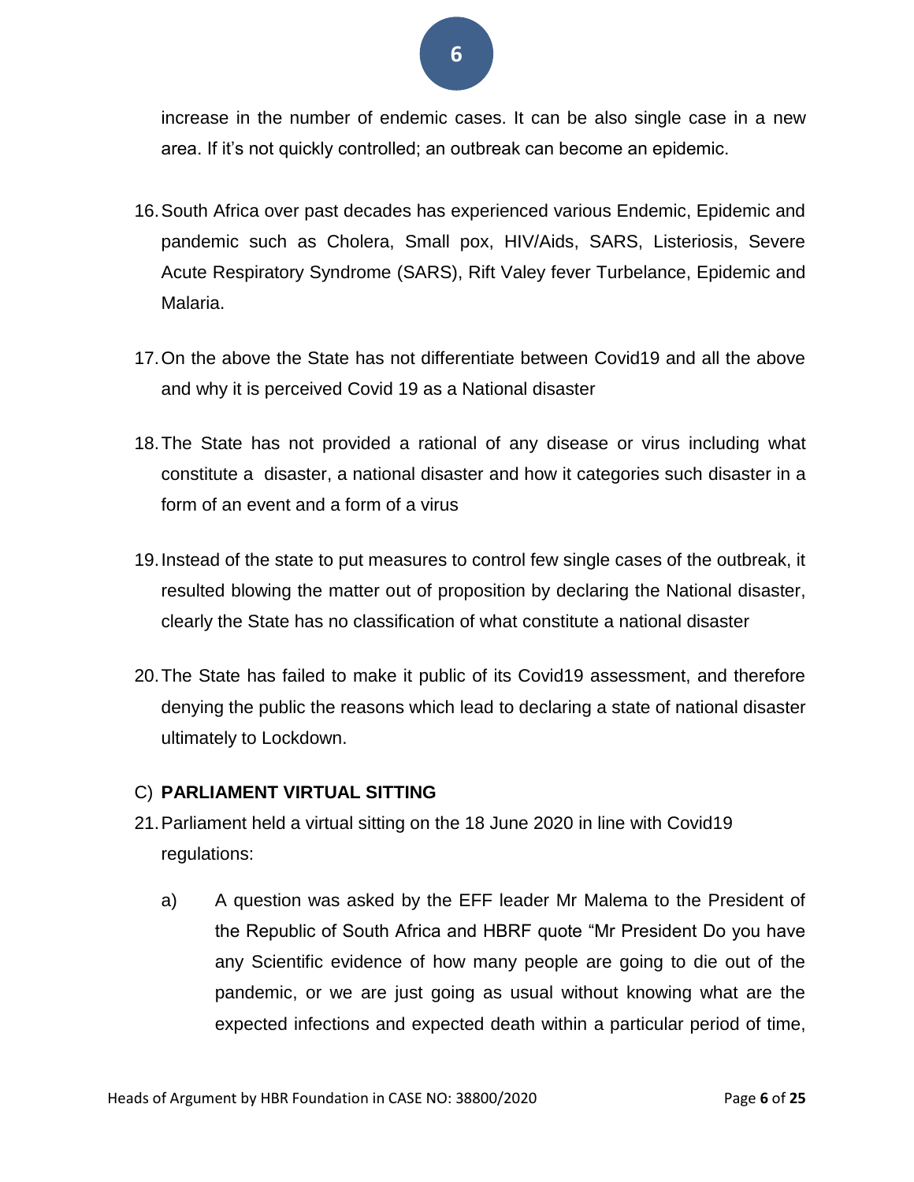increase in the number of endemic cases. It can be also single case in a new area. If it's not quickly controlled; an outbreak can become an epidemic.

16. South Africa over past decades has experienced various Endemic, Epidemic and pandemic such as Cholera, Small pox, HIV/Aids, SARS, Listeriosis, Severe Acute Respiratory Syndrome (SARS), Rift Valey fever Turbelance, Epidemic and Malaria.

17. On the above the State has not differentiate between Covid19 and all the above and why it is perceived Covid 19 as a National disaster

18. The State has not provided a rational of any disease or virus including what constitute a disaster, a national disaster and how it categories such disaster in a form of an event and a form of a virus

19. Instead of the state to put measures to control few single cases of the outbreak, it resulted blowing the matter out of proposition by declaring the National disaster, clearly the State has no classification of what constitute a national disaster

20. The State has failed to make it public of its Covid19 assessment, and therefore denying the public the reasons which lead to declaring a state of national disaster ultimately to Lockdown.

C) **PARLIAMENT VIRTUAL SITTING**

21. Parliament held a virtual sitting on the 18 June 2020 in line with Covid19 regulations:

    a) A question was asked by the EFF leader Mr Malema to the President of the Republic of South Africa and HBRF quote "Mr President Do you have any Scientific evidence of how many people are going to die out of the pandemic, or we are just going as usual without knowing what are the expected infections and expected death within a particular period of time,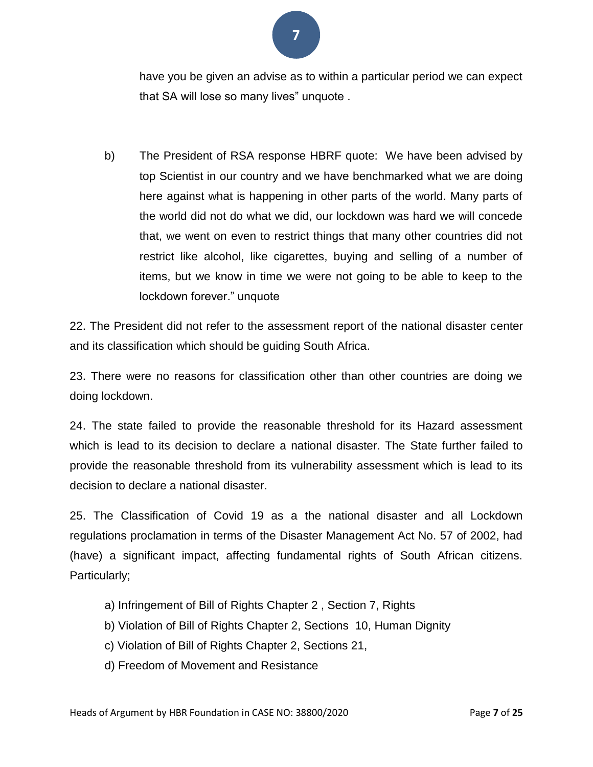have you be given an advise as to within a particular period we can expect that SA will lose so many lives" unquote .

b) The President of RSA response HBRF quote: We have been advised by top Scientist in our country and we have benchmarked what we are doing here against what is happening in other parts of the world. Many parts of the world did not do what we did, our lockdown was hard we will concede that, we went on even to restrict things that many other countries did not restrict like alcohol, like cigarettes, buying and selling of a number of items, but we know in time we were not going to be able to keep to the lockdown forever." unquote

22. The President did not refer to the assessment report of the national disaster center and its classification which should be guiding South Africa.

23. There were no reasons for classification other than other countries are doing we doing lockdown.

24. The state failed to provide the reasonable threshold for its Hazard assessment which is lead to its decision to declare a national disaster. The State further failed to provide the reasonable threshold from its vulnerability assessment which is lead to its decision to declare a national disaster.

25. The Classification of Covid 19 as a the national disaster and all Lockdown regulations proclamation in terms of the Disaster Management Act No. 57 of 2002, had (have) a significant impact, affecting fundamental rights of South African citizens. Particularly;

a) Infringement of Bill of Rights Chapter 2 , Section 7, Rights
b) Violation of Bill of Rights Chapter 2, Sections 10, Human Dignity
c) Violation of Bill of Rights Chapter 2, Sections 21,
d) Freedom of Movement and Resistance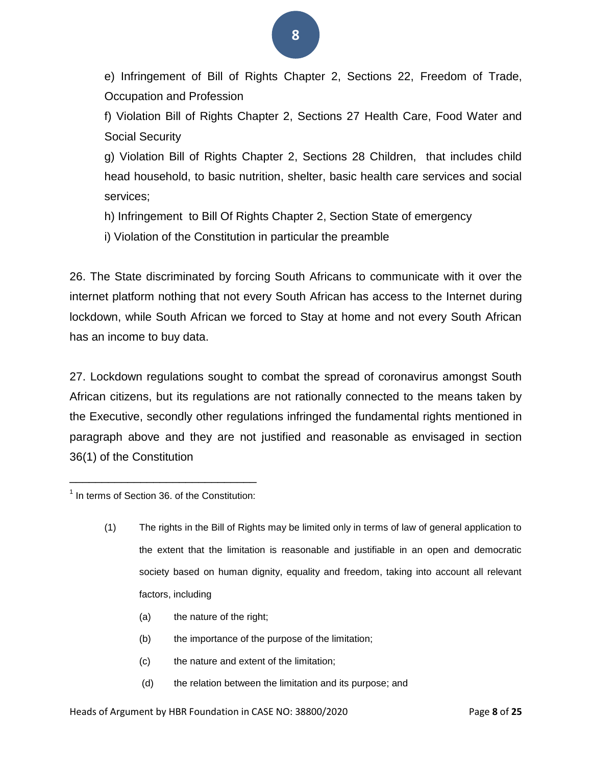e) Infringement of Bill of Rights Chapter 2, Sections 22, Freedom of Trade, Occupation and Profession

f) Violation Bill of Rights Chapter 2, Sections 27 Health Care, Food Water and Social Security

g) Violation Bill of Rights Chapter 2, Sections 28 Children, that includes child head household, to basic nutrition, shelter, basic health care services and social services;

h) Infringement to Bill Of Rights Chapter 2, Section State of emergency

i) Violation of the Constitution in particular the preamble

26. The State discriminated by forcing South Africans to communicate with it over the internet platform nothing that not every South African has access to the Internet during lockdown, while South African we forced to Stay at home and not every South African has an income to buy data.

27. Lockdown regulations sought to combat the spread of coronavirus amongst South African citizens, but its regulations are not rationally connected to the means taken by the Executive, secondly other regulations infringed the fundamental rights mentioned in paragraph above and they are not justified and reasonable as envisaged in section 36(1) of the Constitution

---

[1] In terms of Section 36. of the Constitution:

(1) The rights in the Bill of Rights may be limited only in terms of law of general application to the extent that the limitation is reasonable and justifiable in an open and democratic society based on human dignity, equality and freedom, taking into account all relevant factors, including

(a) the nature of the right;

(b) the importance of the purpose of the limitation;

(c) the nature and extent of the limitation;

(d) the relation between the limitation and its purpose; and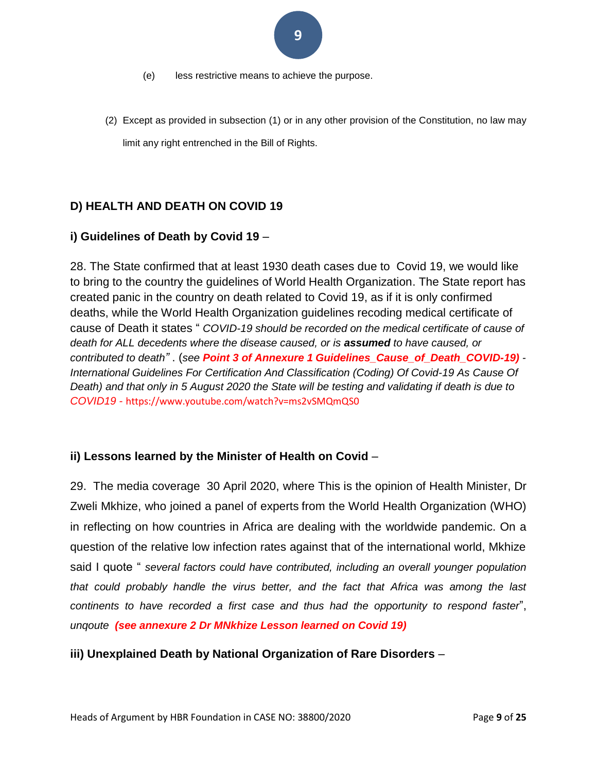(e) less restrictive means to achieve the purpose.

(2) Except as provided in subsection (1) or in any other provision of the Constitution, no law may limit any right entrenched in the Bill of Rights.

## D) HEALTH AND DEATH ON COVID 19

### i) Guidelines of Death by Covid 19 –

28. The State confirmed that at least 1930 death cases due to Covid 19, we would like to bring to the country the guidelines of World Health Organization. The State report has created panic in the country on death related to Covid 19, as if it is only confirmed deaths, while the World Health Organization guidelines recoding medical certificate of cause of Death it states " *COVID-19 should be recorded on the medical certificate of cause of death for ALL decedents where the disease caused, or is **assumed** to have caused, or contributed to death"* . (*see **Point 3 of Annexure 1 Guidelines_Cause_of_Death_COVID-19)** - International Guidelines For Certification And Classification (Coding) Of Covid-19 As Cause Of Death) and that only in 5 August 2020 the State will be testing and validating if death is due to COVID19* - https://www.youtube.com/watch?v=ms2vSMQmQS0

### ii) Lessons learned by the Minister of Health on Covid –

29. The media coverage 30 April 2020, where This is the opinion of Health Minister, Dr Zweli Mkhize, who joined a panel of experts from the World Health Organization (WHO) in reflecting on how countries in Africa are dealing with the worldwide pandemic. On a question of the relative low infection rates against that of the international world, Mkhize said I quote " *several factors could have contributed, including an overall younger population that could probably handle the virus better, and the fact that Africa was among the last continents to have recorded a first case and thus had the opportunity to respond faster*", *unqoute* ***(see annexure 2 Dr MNkhize Lesson learned on Covid 19)***

### iii) Unexplained Death by National Organization of Rare Disorders –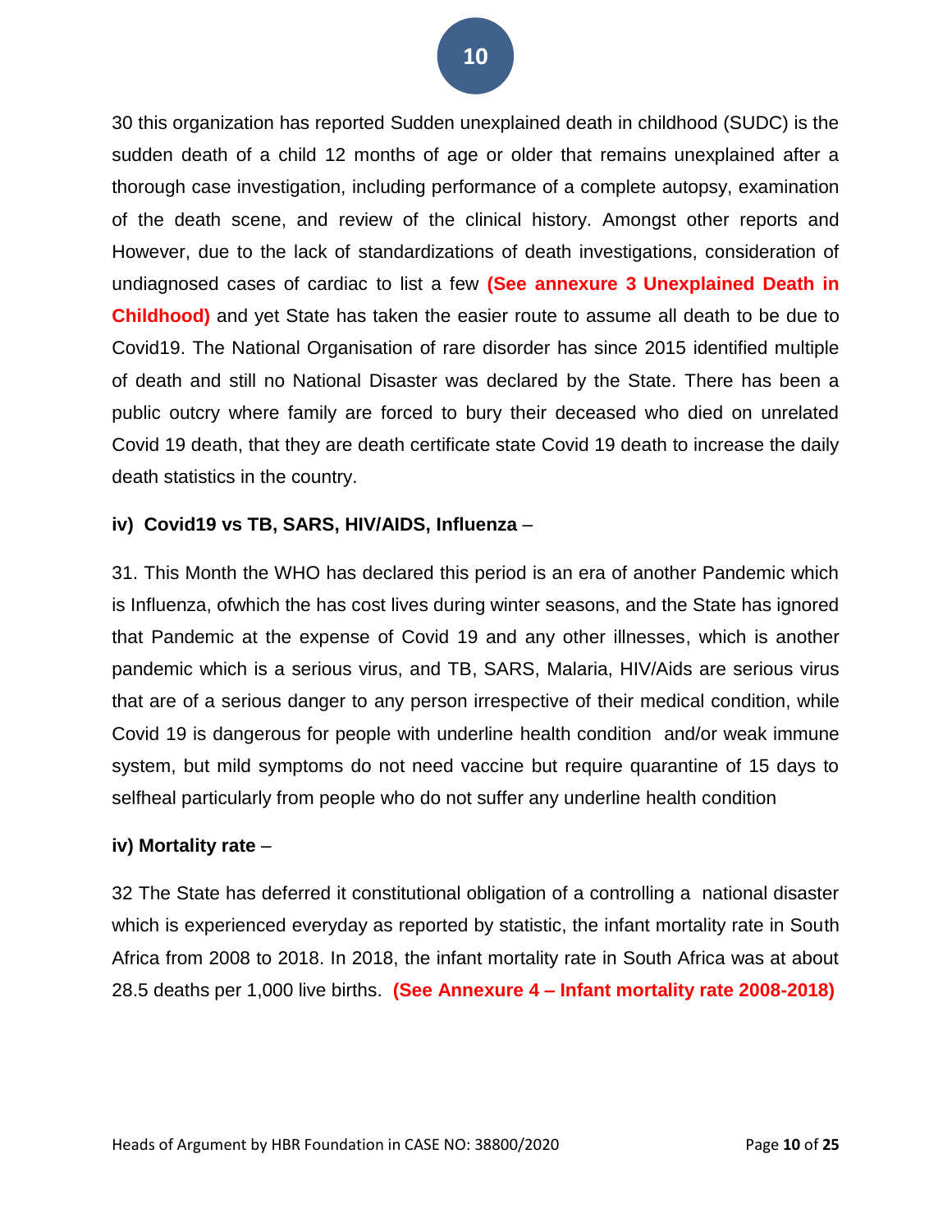30 this organization has reported Sudden unexplained death in childhood (SUDC) is the sudden death of a child 12 months of age or older that remains unexplained after a thorough case investigation, including performance of a complete autopsy, examination of the death scene, and review of the clinical history. Amongst other reports and However, due to the lack of standardizations of death investigations, consideration of undiagnosed cases of cardiac to list a few **(See annexure 3 Unexplained Death in Childhood)** and yet State has taken the easier route to assume all death to be due to Covid19. The National Organisation of rare disorder has since 2015 identified multiple of death and still no National Disaster was declared by the State. There has been a public outcry where family are forced to bury their deceased who died on unrelated Covid 19 death, that they are death certificate state Covid 19 death to increase the daily death statistics in the country.

**iv) Covid19 vs TB, SARS, HIV/AIDS, Influenza** –

31. This Month the WHO has declared this period is an era of another Pandemic which is Influenza, ofwhich the has cost lives during winter seasons, and the State has ignored that Pandemic at the expense of Covid 19 and any other illnesses, which is another pandemic which is a serious virus, and TB, SARS, Malaria, HIV/Aids are serious virus that are of a serious danger to any person irrespective of their medical condition, while Covid 19 is dangerous for people with underline health condition and/or weak immune system, but mild symptoms do not need vaccine but require quarantine of 15 days to selfheal particularly from people who do not suffer any underline health condition

**iv) Mortality rate** –

32 The State has deferred it constitutional obligation of a controlling a national disaster which is experienced everyday as reported by statistic, the infant mortality rate in South Africa from 2008 to 2018. In 2018, the infant mortality rate in South Africa was at about 28.5 deaths per 1,000 live births. **(See Annexure 4 – Infant mortality rate 2008-2018)**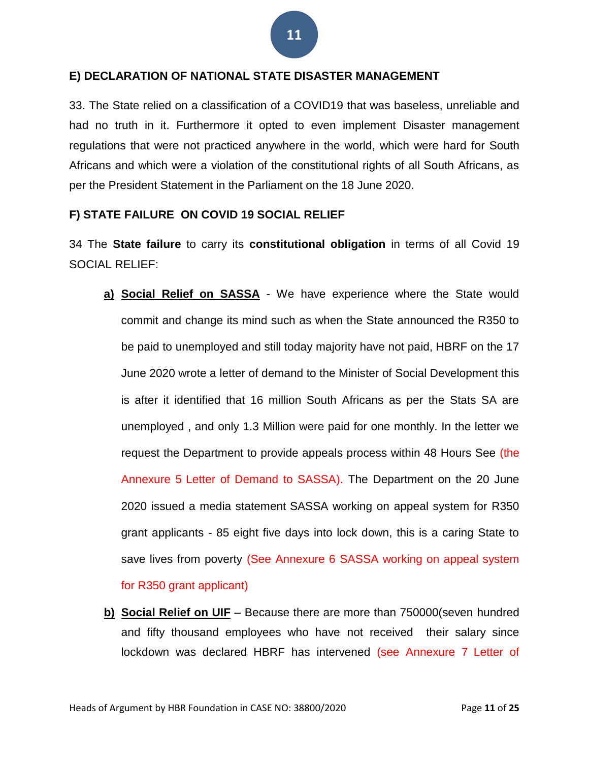**E) DECLARATION OF NATIONAL STATE DISASTER MANAGEMENT**

33. The State relied on a classification of a COVID19 that was baseless, unreliable and had no truth in it. Furthermore it opted to even implement Disaster management regulations that were not practiced anywhere in the world, which were hard for South Africans and which were a violation of the constitutional rights of all South Africans, as per the President Statement in the Parliament on the 18 June 2020.

**F) STATE FAILURE ON COVID 19 SOCIAL RELIEF**

34 The **State failure** to carry its **constitutional obligation** in terms of all Covid 19 SOCIAL RELIEF:

a) **Social Relief on SASSA** - We have experience where the State would commit and change its mind such as when the State announced the R350 to be paid to unemployed and still today majority have not paid, HBRF on the 17 June 2020 wrote a letter of demand to the Minister of Social Development this is after it identified that 16 million South Africans as per the Stats SA are unemployed , and only 1.3 Million were paid for one monthly. In the letter we request the Department to provide appeals process within 48 Hours See (the Annexure 5 Letter of Demand to SASSA). The Department on the 20 June 2020 issued a media statement SASSA working on appeal system for R350 grant applicants - 85 eight five days into lock down, this is a caring State to save lives from poverty (See Annexure 6 SASSA working on appeal system for R350 grant applicant)

b) **Social Relief on UIF** – Because there are more than 750000(seven hundred and fifty thousand employees who have not received their salary since lockdown was declared HBRF has intervened (see Annexure 7 Letter of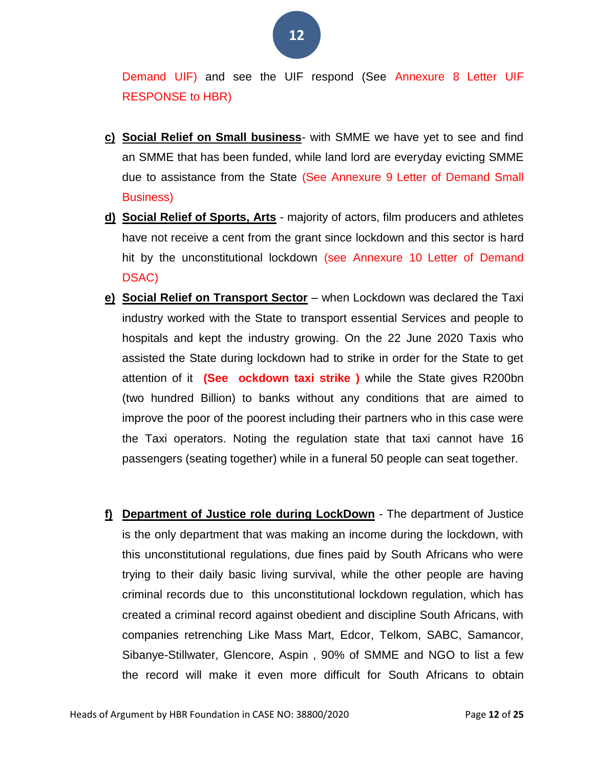Demand UIF) and see the UIF respond (See Annexure 8 Letter UIF RESPONSE to HBR)

c) **Social Relief on Small business**- with SMME we have yet to see and find an SMME that has been funded, while land lord are everyday evicting SMME due to assistance from the State (See Annexure 9 Letter of Demand Small Business)

d) **Social Relief of Sports, Arts** - majority of actors, film producers and athletes have not receive a cent from the grant since lockdown and this sector is hard hit by the unconstitutional lockdown (see Annexure 10 Letter of Demand DSAC)

e) **Social Relief on Transport Sector** – when Lockdown was declared the Taxi industry worked with the State to transport essential Services and people to hospitals and kept the industry growing. On the 22 June 2020 Taxis who assisted the State during lockdown had to strike in order for the State to get attention of it **(See ockdown taxi strike )** while the State gives R200bn (two hundred Billion) to banks without any conditions that are aimed to improve the poor of the poorest including their partners who in this case were the Taxi operators. Noting the regulation state that taxi cannot have 16 passengers (seating together) while in a funeral 50 people can seat together.

f) **Department of Justice role during LockDown** - The department of Justice is the only department that was making an income during the lockdown, with this unconstitutional regulations, due fines paid by South Africans who were trying to their daily basic living survival, while the other people are having criminal records due to this unconstitutional lockdown regulation, which has created a criminal record against obedient and discipline South Africans, with companies retrenching Like Mass Mart, Edcor, Telkom, SABC, Samancor, Sibanye-Stillwater, Glencore, Aspin , 90% of SMME and NGO to list a few the record will make it even more difficult for South Africans to obtain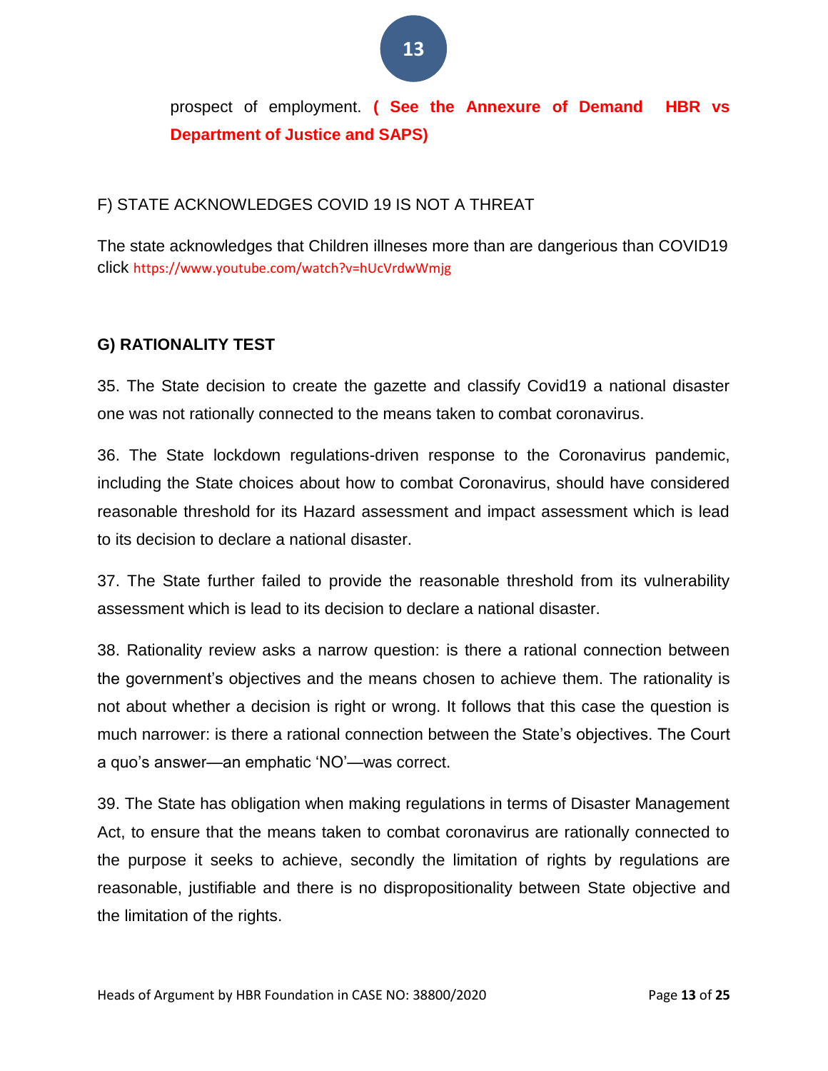prospect of employment. **( See the Annexure of Demand HBR vs Department of Justice and SAPS)**

F) STATE ACKNOWLEDGES COVID 19 IS NOT A THREAT

The state acknowledges that Children illneses more than are dangerious than COVID19 click https://www.youtube.com/watch?v=hUcVrdwWmjg

**G) RATIONALITY TEST**

35. The State decision to create the gazette and classify Covid19 a national disaster one was not rationally connected to the means taken to combat coronavirus.

36. The State lockdown regulations-driven response to the Coronavirus pandemic, including the State choices about how to combat Coronavirus, should have considered reasonable threshold for its Hazard assessment and impact assessment which is lead to its decision to declare a national disaster.

37. The State further failed to provide the reasonable threshold from its vulnerability assessment which is lead to its decision to declare a national disaster.

38. Rationality review asks a narrow question: is there a rational connection between the government's objectives and the means chosen to achieve them. The rationality is not about whether a decision is right or wrong. It follows that this case the question is much narrower: is there a rational connection between the State's objectives. The Court a quo's answer—an emphatic 'NO'—was correct.

39. The State has obligation when making regulations in terms of Disaster Management Act, to ensure that the means taken to combat coronavirus are rationally connected to the purpose it seeks to achieve, secondly the limitation of rights by regulations are reasonable, justifiable and there is no dispropositionality between State objective and the limitation of the rights.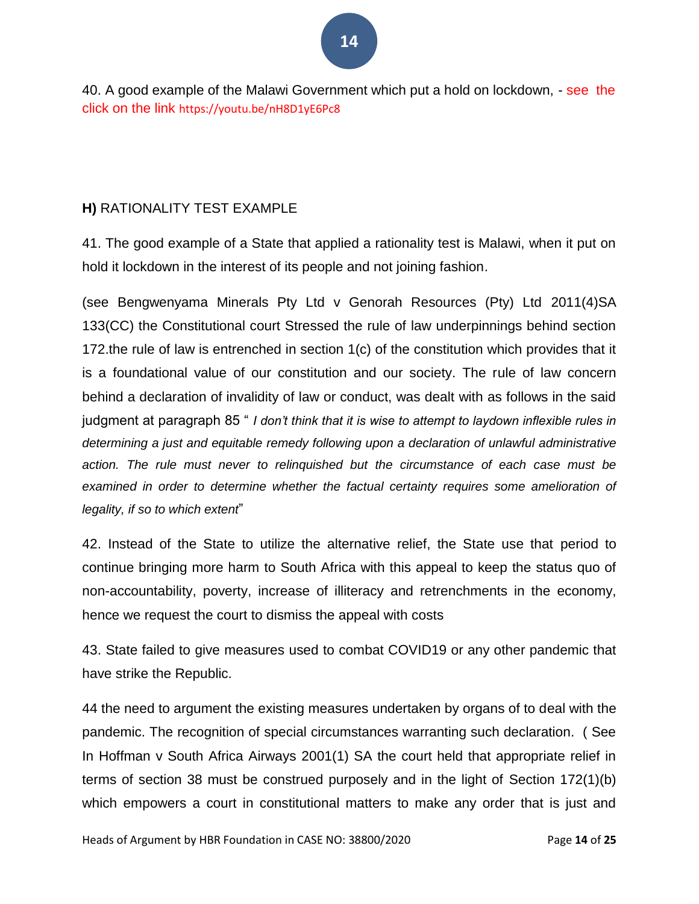40. A good example of the Malawi Government which put a hold on lockdown, - see the click on the link https://youtu.be/nH8D1yE6Pc8

**H)** RATIONALITY TEST EXAMPLE

41. The good example of a State that applied a rationality test is Malawi, when it put on hold it lockdown in the interest of its people and not joining fashion.

(see Bengwenyama Minerals Pty Ltd v Genorah Resources (Pty) Ltd 2011(4)SA 133(CC) the Constitutional court Stressed the rule of law underpinnings behind section 172.the rule of law is entrenched in section 1(c) of the constitution which provides that it is a foundational value of our constitution and our society. The rule of law concern behind a declaration of invalidity of law or conduct, was dealt with as follows in the said judgment at paragraph 85 " *I don't think that it is wise to attempt to laydown inflexible rules in determining a just and equitable remedy following upon a declaration of unlawful administrative action. The rule must never to relinquished but the circumstance of each case must be examined in order to determine whether the factual certainty requires some amelioration of legality, if so to which extent*"

42. Instead of the State to utilize the alternative relief, the State use that period to continue bringing more harm to South Africa with this appeal to keep the status quo of non-accountability, poverty, increase of illiteracy and retrenchments in the economy, hence we request the court to dismiss the appeal with costs

43. State failed to give measures used to combat COVID19 or any other pandemic that have strike the Republic.

44 the need to argument the existing measures undertaken by organs of to deal with the pandemic. The recognition of special circumstances warranting such declaration. ( See In Hoffman v South Africa Airways 2001(1) SA the court held that appropriate relief in terms of section 38 must be construed purposely and in the light of Section 172(1)(b) which empowers a court in constitutional matters to make any order that is just and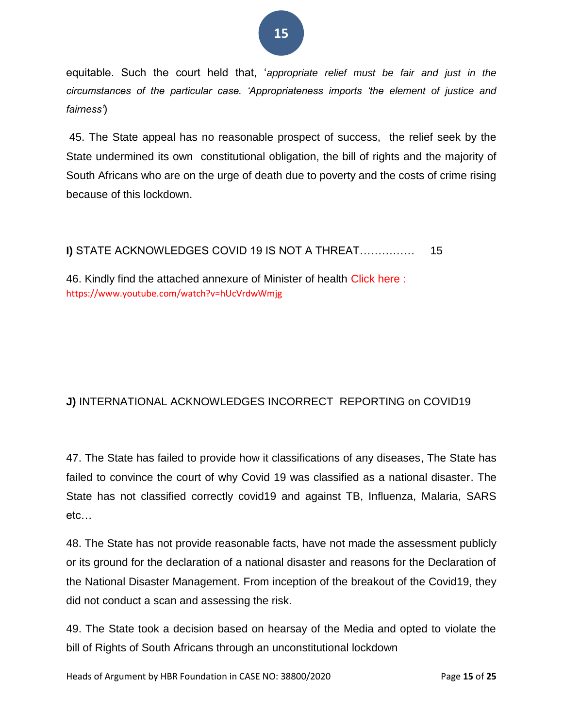equitable. Such the court held that, '*appropriate relief must be fair and just in the circumstances of the particular case. 'Appropriateness imports 'the element of justice and fairness'*)

45. The State appeal has no reasonable prospect of success, the relief seek by the State undermined its own constitutional obligation, the bill of rights and the majority of South Africans who are on the urge of death due to poverty and the costs of crime rising because of this lockdown.

**I)** STATE ACKNOWLEDGES COVID 19 IS NOT A THREAT…………… 15

46. Kindly find the attached annexure of Minister of health Click here : https://www.youtube.com/watch?v=hUcVrdwWmjg

**J)** INTERNATIONAL ACKNOWLEDGES INCORRECT REPORTING on COVID19

47. The State has failed to provide how it classifications of any diseases, The State has failed to convince the court of why Covid 19 was classified as a national disaster. The State has not classified correctly covid19 and against TB, Influenza, Malaria, SARS etc…

48. The State has not provide reasonable facts, have not made the assessment publicly or its ground for the declaration of a national disaster and reasons for the Declaration of the National Disaster Management. From inception of the breakout of the Covid19, they did not conduct a scan and assessing the risk.

49. The State took a decision based on hearsay of the Media and opted to violate the bill of Rights of South Africans through an unconstitutional lockdown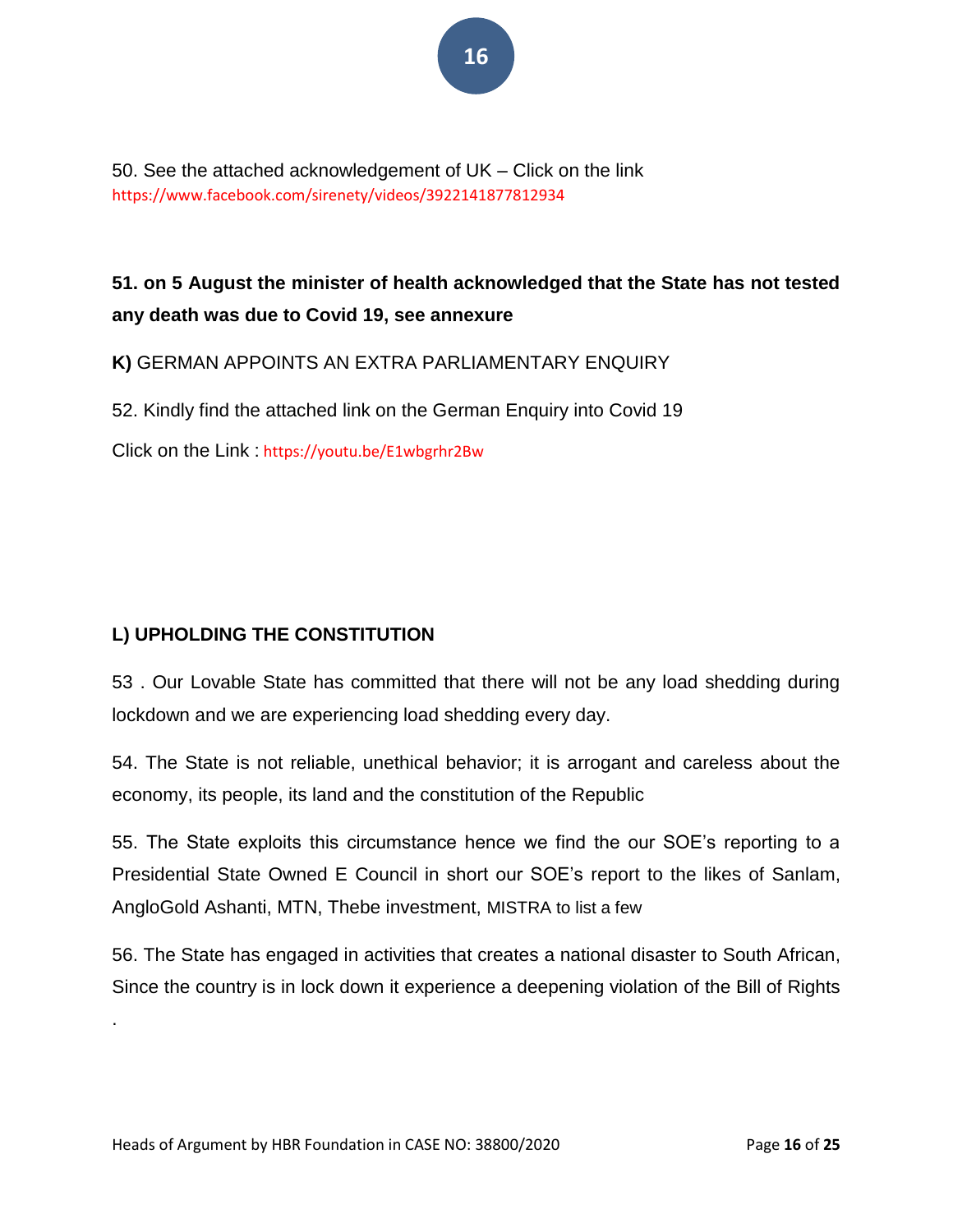50. See the attached acknowledgement of UK – Click on the link https://www.facebook.com/sirenety/videos/3922141877812934

**51. on 5 August the minister of health acknowledged that the State has not tested any death was due to Covid 19, see annexure**

**K)** GERMAN APPOINTS AN EXTRA PARLIAMENTARY ENQUIRY

52. Kindly find the attached link on the German Enquiry into Covid 19

Click on the Link : https://youtu.be/E1wbgrhr2Bw

**L) UPHOLDING THE CONSTITUTION**

53 . Our Lovable State has committed that there will not be any load shedding during lockdown and we are experiencing load shedding every day.

54. The State is not reliable, unethical behavior; it is arrogant and careless about the economy, its people, its land and the constitution of the Republic

55. The State exploits this circumstance hence we find the our SOE's reporting to a Presidential State Owned E Council in short our SOE's report to the likes of Sanlam, AngloGold Ashanti, MTN, Thebe investment, MISTRA to list a few

56. The State has engaged in activities that creates a national disaster to South African, Since the country is in lock down it experience a deepening violation of the Bill of Rights

.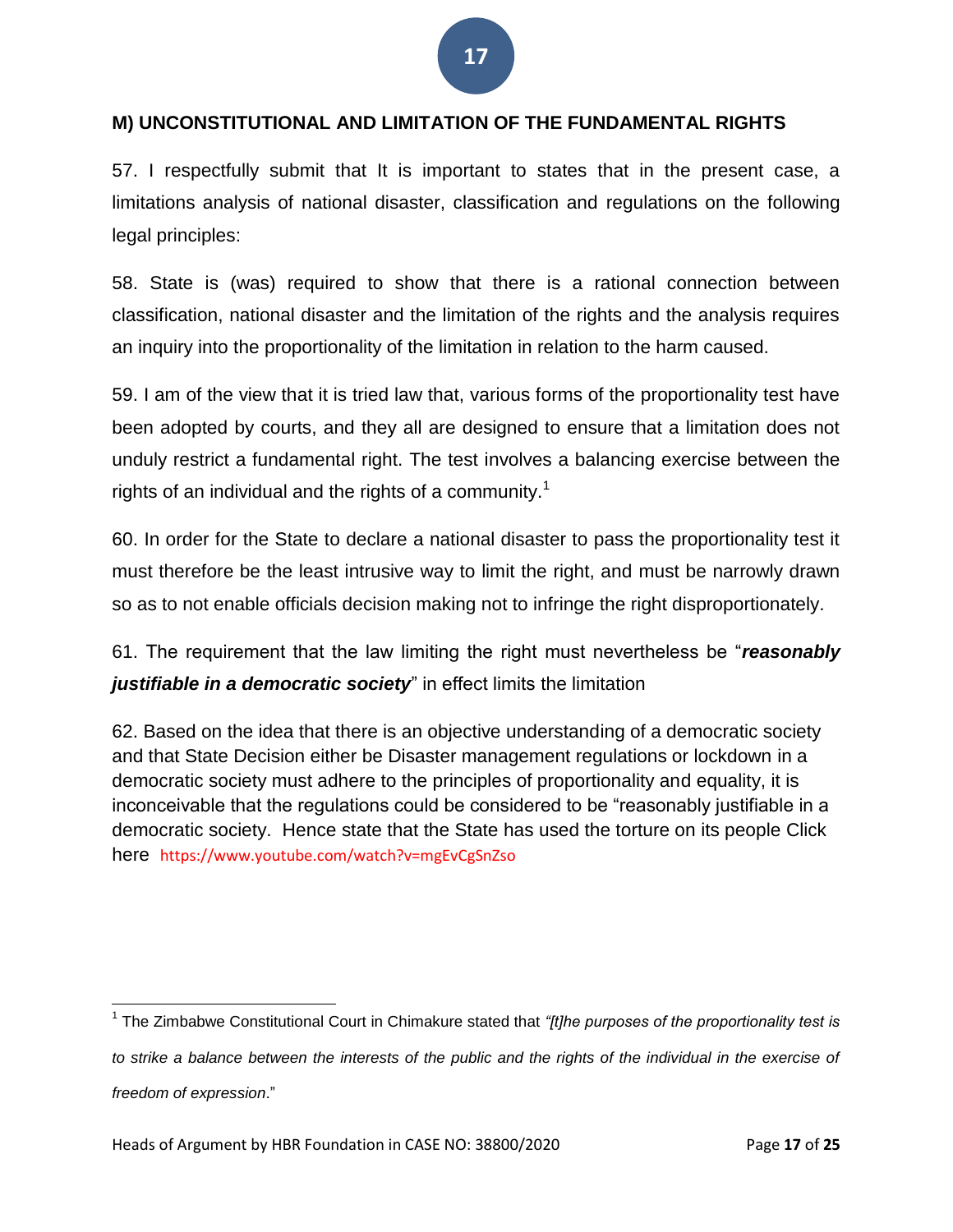## M) UNCONSTITUTIONAL AND LIMITATION OF THE FUNDAMENTAL RIGHTS

57. I respectfully submit that It is important to states that in the present case, a limitations analysis of national disaster, classification and regulations on the following legal principles:

58. State is (was) required to show that there is a rational connection between classification, national disaster and the limitation of the rights and the analysis requires an inquiry into the proportionality of the limitation in relation to the harm caused.

59. I am of the view that it is tried law that, various forms of the proportionality test have been adopted by courts, and they all are designed to ensure that a limitation does not unduly restrict a fundamental right. The test involves a balancing exercise between the rights of an individual and the rights of a community.[1]

60. In order for the State to declare a national disaster to pass the proportionality test it must therefore be the least intrusive way to limit the right, and must be narrowly drawn so as to not enable officials decision making not to infringe the right disproportionately.

61. The requirement that the law limiting the right must nevertheless be "***reasonably justifiable in a democratic society***" in effect limits the limitation

62. Based on the idea that there is an objective understanding of a democratic society and that State Decision either be Disaster management regulations or lockdown in a democratic society must adhere to the principles of proportionality and equality, it is inconceivable that the regulations could be considered to be "reasonably justifiable in a democratic society. Hence state that the State has used the torture on its people Click here https://www.youtube.com/watch?v=mgEvCgSnZso

---

[1] The Zimbabwe Constitutional Court in Chimakure stated that *"[t]he purposes of the proportionality test is to strike a balance between the interests of the public and the rights of the individual in the exercise of freedom of expression*."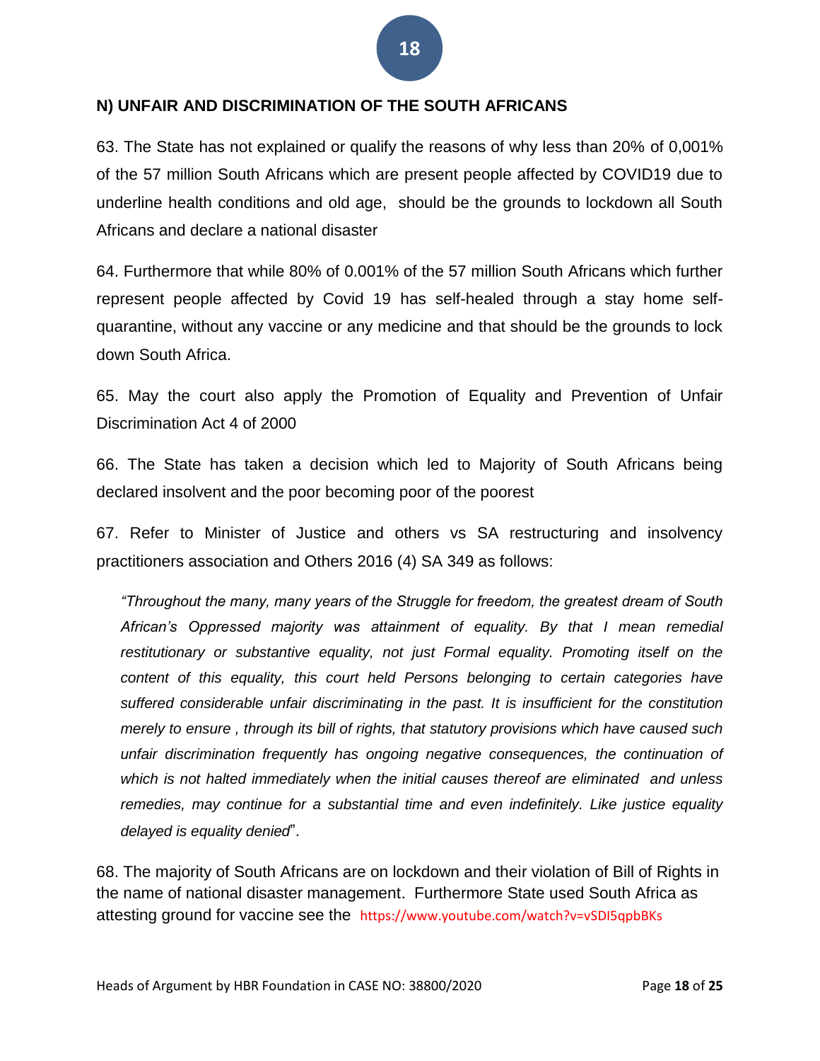## N) UNFAIR AND DISCRIMINATION OF THE SOUTH AFRICANS

63. The State has not explained or qualify the reasons of why less than 20% of 0,001% of the 57 million South Africans which are present people affected by COVID19 due to underline health conditions and old age, should be the grounds to lockdown all South Africans and declare a national disaster

64. Furthermore that while 80% of 0.001% of the 57 million South Africans which further represent people affected by Covid 19 has self-healed through a stay home self-quarantine, without any vaccine or any medicine and that should be the grounds to lock down South Africa.

65. May the court also apply the Promotion of Equality and Prevention of Unfair Discrimination Act 4 of 2000

66. The State has taken a decision which led to Majority of South Africans being declared insolvent and the poor becoming poor of the poorest

67. Refer to Minister of Justice and others vs SA restructuring and insolvency practitioners association and Others 2016 (4) SA 349 as follows:

> *"Throughout the many, many years of the Struggle for freedom, the greatest dream of South African's Oppressed majority was attainment of equality. By that I mean remedial restitutionary or substantive equality, not just Formal equality. Promoting itself on the content of this equality, this court held Persons belonging to certain categories have suffered considerable unfair discriminating in the past. It is insufficient for the constitution merely to ensure , through its bill of rights, that statutory provisions which have caused such unfair discrimination frequently has ongoing negative consequences, the continuation of which is not halted immediately when the initial causes thereof are eliminated and unless remedies, may continue for a substantial time and even indefinitely. Like justice equality delayed is equality denied*".

68. The majority of South Africans are on lockdown and their violation of Bill of Rights in the name of national disaster management. Furthermore State used South Africa as attesting ground for vaccine see the https://www.youtube.com/watch?v=vSDI5qpbBKs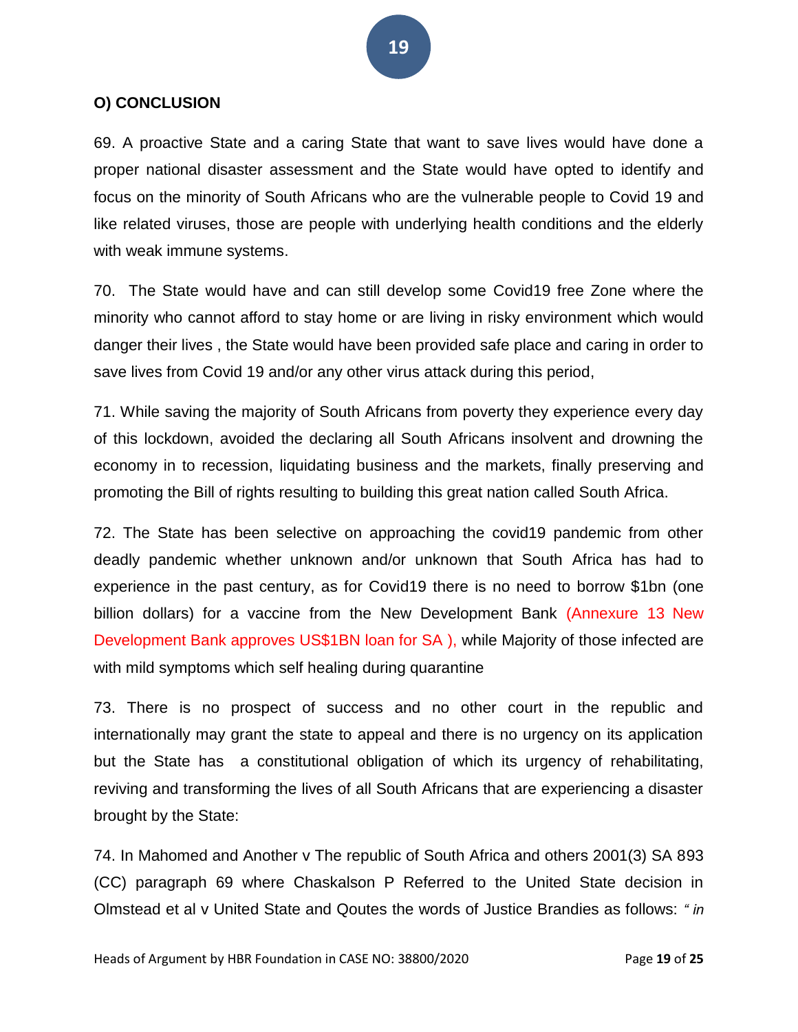**O) CONCLUSION**

69. A proactive State and a caring State that want to save lives would have done a proper national disaster assessment and the State would have opted to identify and focus on the minority of South Africans who are the vulnerable people to Covid 19 and like related viruses, those are people with underlying health conditions and the elderly with weak immune systems.

70. The State would have and can still develop some Covid19 free Zone where the minority who cannot afford to stay home or are living in risky environment which would danger their lives , the State would have been provided safe place and caring in order to save lives from Covid 19 and/or any other virus attack during this period,

71. While saving the majority of South Africans from poverty they experience every day of this lockdown, avoided the declaring all South Africans insolvent and drowning the economy in to recession, liquidating business and the markets, finally preserving and promoting the Bill of rights resulting to building this great nation called South Africa.

72. The State has been selective on approaching the covid19 pandemic from other deadly pandemic whether unknown and/or unknown that South Africa has had to experience in the past century, as for Covid19 there is no need to borrow $1bn (one billion dollars) for a vaccine from the New Development Bank (Annexure 13 New Development Bank approves US$1BN loan for SA ), while Majority of those infected are with mild symptoms which self healing during quarantine

73. There is no prospect of success and no other court in the republic and internationally may grant the state to appeal and there is no urgency on its application but the State has a constitutional obligation of which its urgency of rehabilitating, reviving and transforming the lives of all South Africans that are experiencing a disaster brought by the State:

74. In Mahomed and Another v The republic of South Africa and others 2001(3) SA 893 (CC) paragraph 69 where Chaskalson P Referred to the United State decision in Olmstead et al v United State and Qoutes the words of Justice Brandies as follows: *" in*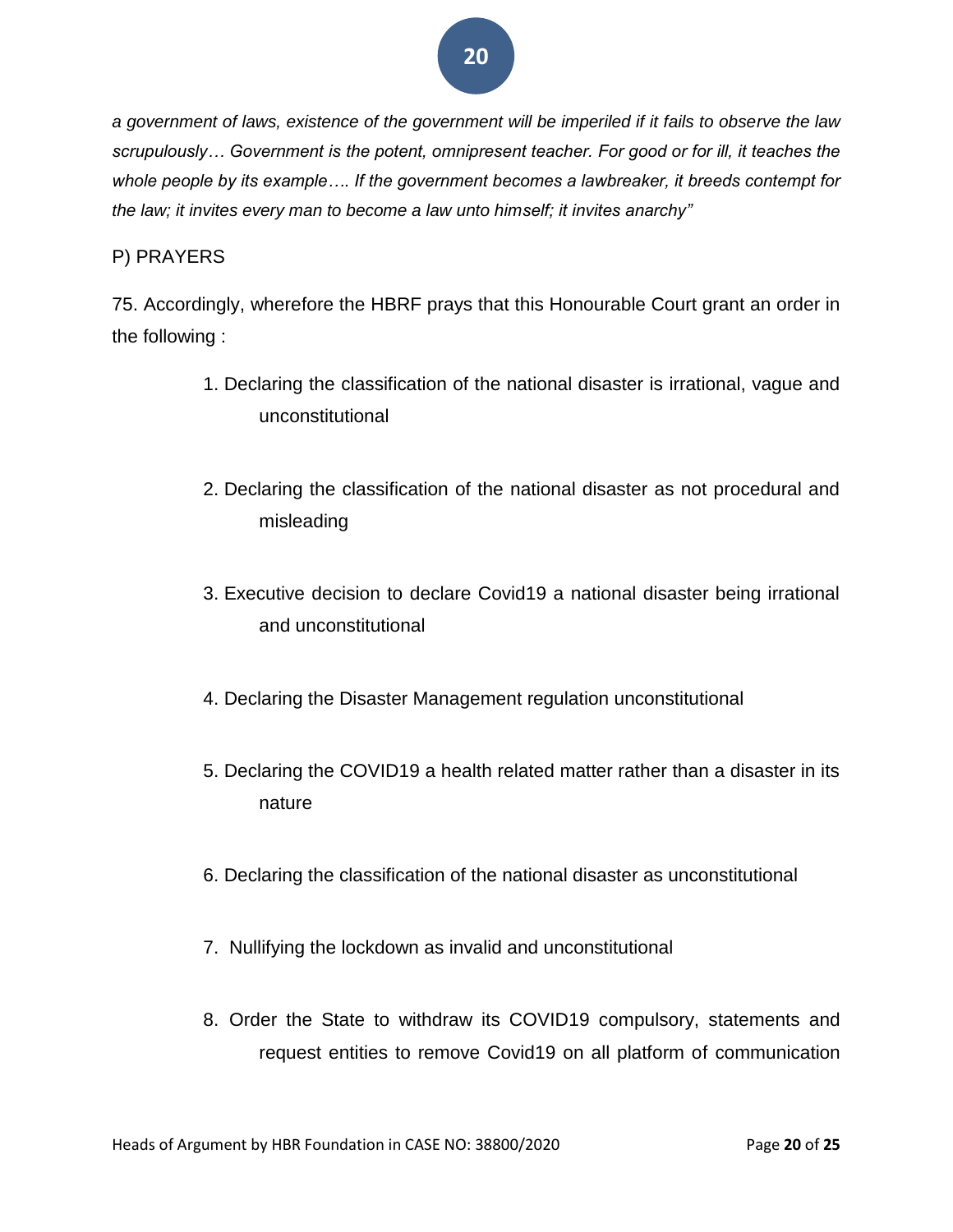*a government of laws, existence of the government will be imperiled if it fails to observe the law scrupulously… Government is the potent, omnipresent teacher. For good or for ill, it teaches the whole people by its example…. If the government becomes a lawbreaker, it breeds contempt for the law; it invites every man to become a law unto himself; it invites anarchy"*

P) PRAYERS

75. Accordingly, wherefore the HBRF prays that this Honourable Court grant an order in the following :

1. Declaring the classification of the national disaster is irrational, vague and unconstitutional

2. Declaring the classification of the national disaster as not procedural and misleading

3. Executive decision to declare Covid19 a national disaster being irrational and unconstitutional

4. Declaring the Disaster Management regulation unconstitutional

5. Declaring the COVID19 a health related matter rather than a disaster in its nature

6. Declaring the classification of the national disaster as unconstitutional

7. Nullifying the lockdown as invalid and unconstitutional

8. Order the State to withdraw its COVID19 compulsory, statements and request entities to remove Covid19 on all platform of communication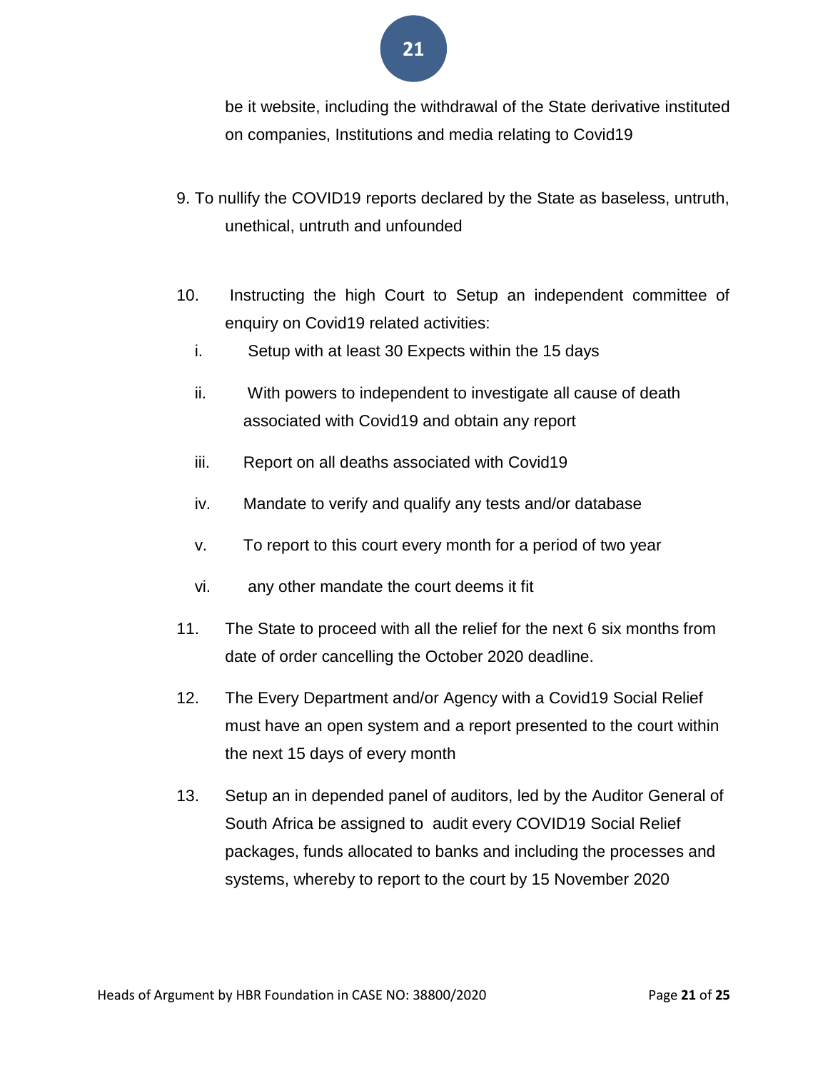be it website, including the withdrawal of the State derivative instituted on companies, Institutions and media relating to Covid19

9. To nullify the COVID19 reports declared by the State as baseless, untruth, unethical, untruth and unfounded

10. Instructing the high Court to Setup an independent committee of enquiry on Covid19 related activities:
    i. Setup with at least 30 Expects within the 15 days
    ii. With powers to independent to investigate all cause of death associated with Covid19 and obtain any report
    iii. Report on all deaths associated with Covid19
    iv. Mandate to verify and qualify any tests and/or database
    v. To report to this court every month for a period of two year
    vi. any other mandate the court deems it fit

11. The State to proceed with all the relief for the next 6 six months from date of order cancelling the October 2020 deadline.

12. The Every Department and/or Agency with a Covid19 Social Relief must have an open system and a report presented to the court within the next 15 days of every month

13. Setup an in depended panel of auditors, led by the Auditor General of South Africa be assigned to audit every COVID19 Social Relief packages, funds allocated to banks and including the processes and systems, whereby to report to the court by 15 November 2020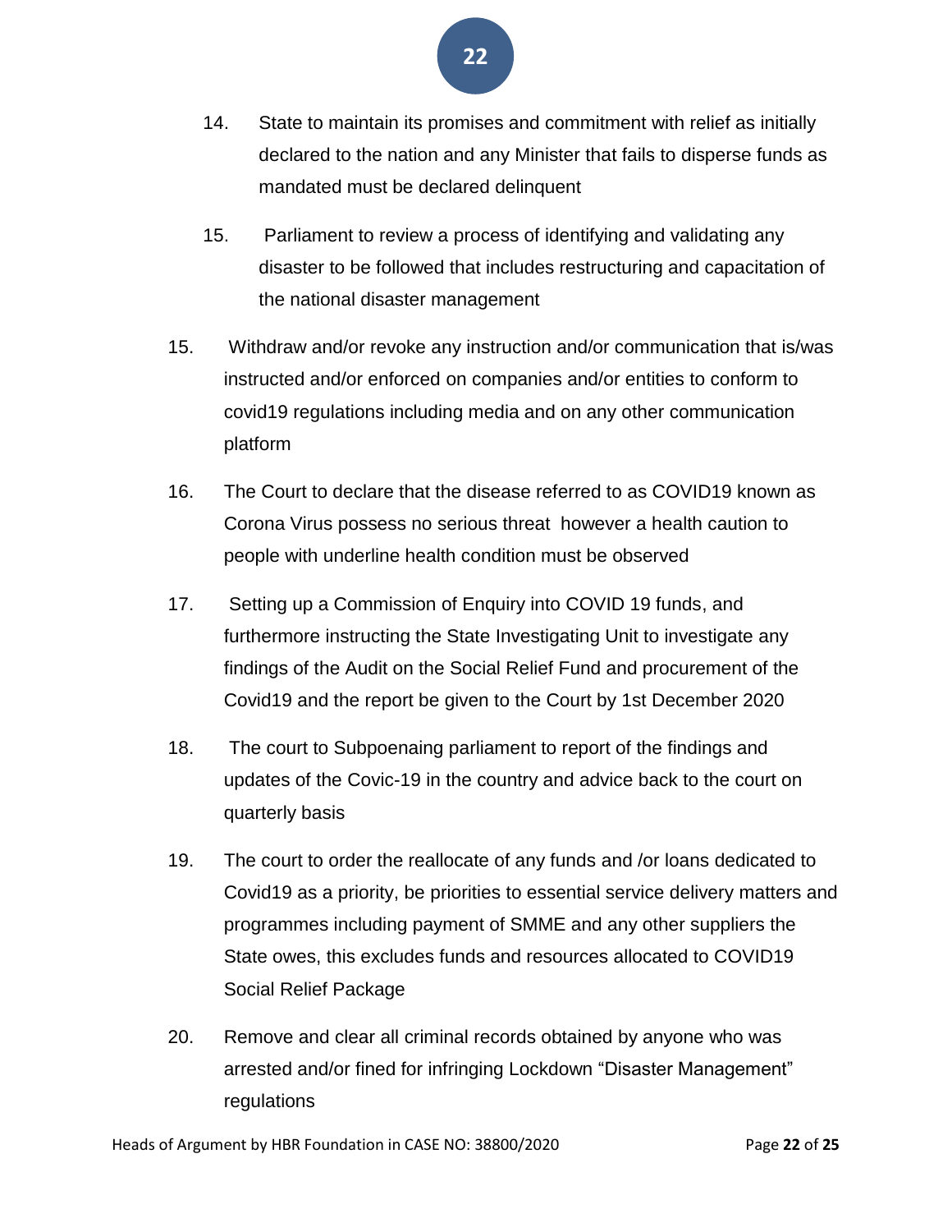14. State to maintain its promises and commitment with relief as initially declared to the nation and any Minister that fails to disperse funds as mandated must be declared delinquent

15. Parliament to review a process of identifying and validating any disaster to be followed that includes restructuring and capacitation of the national disaster management

15. Withdraw and/or revoke any instruction and/or communication that is/was instructed and/or enforced on companies and/or entities to conform to covid19 regulations including media and on any other communication platform

16. The Court to declare that the disease referred to as COVID19 known as Corona Virus possess no serious threat however a health caution to people with underline health condition must be observed

17. Setting up a Commission of Enquiry into COVID 19 funds, and furthermore instructing the State Investigating Unit to investigate any findings of the Audit on the Social Relief Fund and procurement of the Covid19 and the report be given to the Court by 1st December 2020

18. The court to Subpoenaing parliament to report of the findings and updates of the Covic-19 in the country and advice back to the court on quarterly basis

19. The court to order the reallocate of any funds and /or loans dedicated to Covid19 as a priority, be priorities to essential service delivery matters and programmes including payment of SMME and any other suppliers the State owes, this excludes funds and resources allocated to COVID19 Social Relief Package

20. Remove and clear all criminal records obtained by anyone who was arrested and/or fined for infringing Lockdown "Disaster Management" regulations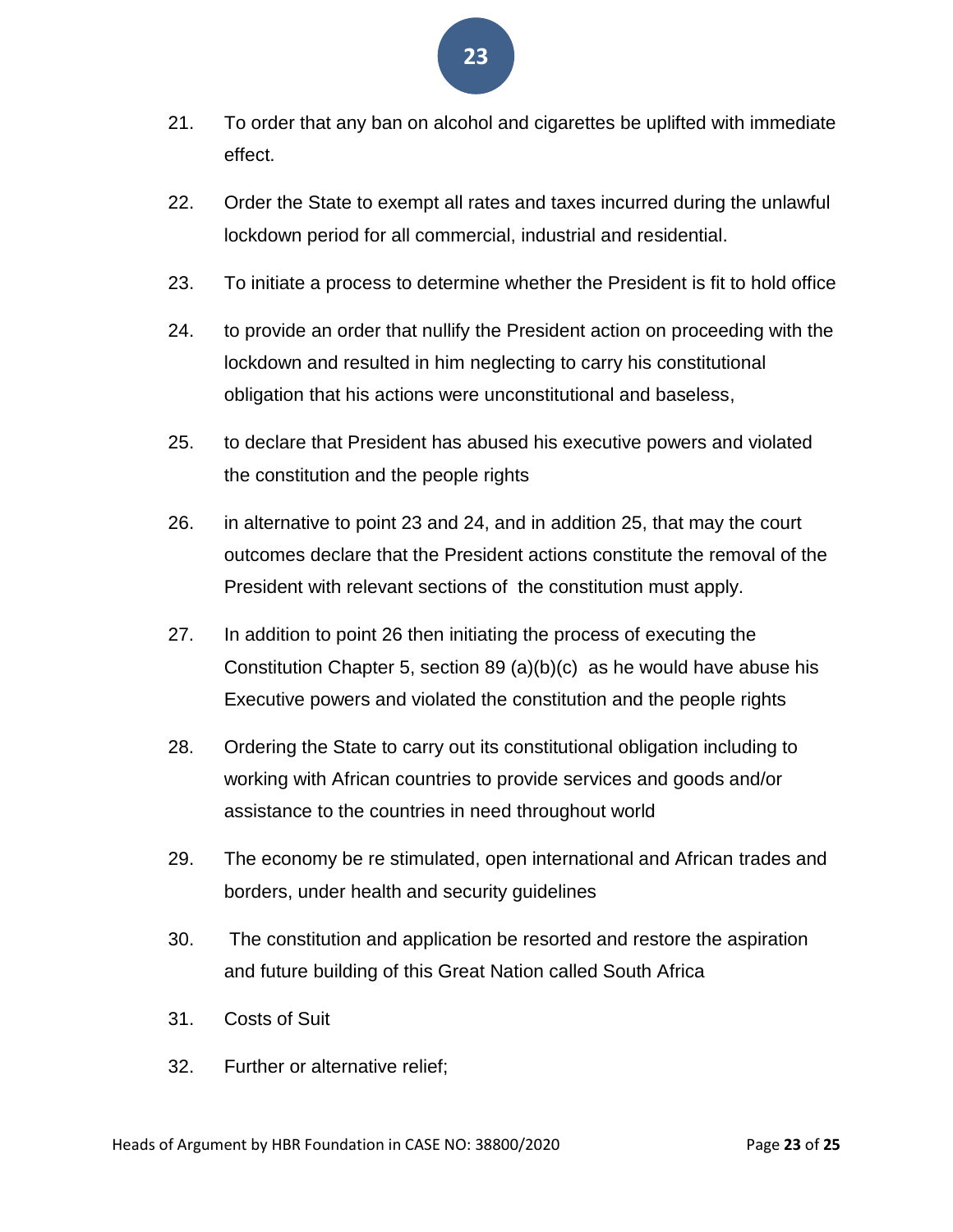21. To order that any ban on alcohol and cigarettes be uplifted with immediate effect.

22. Order the State to exempt all rates and taxes incurred during the unlawful lockdown period for all commercial, industrial and residential.

23. To initiate a process to determine whether the President is fit to hold office

24. to provide an order that nullify the President action on proceeding with the lockdown and resulted in him neglecting to carry his constitutional obligation that his actions were unconstitutional and baseless,

25. to declare that President has abused his executive powers and violated the constitution and the people rights

26. in alternative to point 23 and 24, and in addition 25, that may the court outcomes declare that the President actions constitute the removal of the President with relevant sections of the constitution must apply.

27. In addition to point 26 then initiating the process of executing the Constitution Chapter 5, section 89 (a)(b)(c) as he would have abuse his Executive powers and violated the constitution and the people rights

28. Ordering the State to carry out its constitutional obligation including to working with African countries to provide services and goods and/or assistance to the countries in need throughout world

29. The economy be re stimulated, open international and African trades and borders, under health and security guidelines

30. The constitution and application be resorted and restore the aspiration and future building of this Great Nation called South Africa

31. Costs of Suit

32. Further or alternative relief;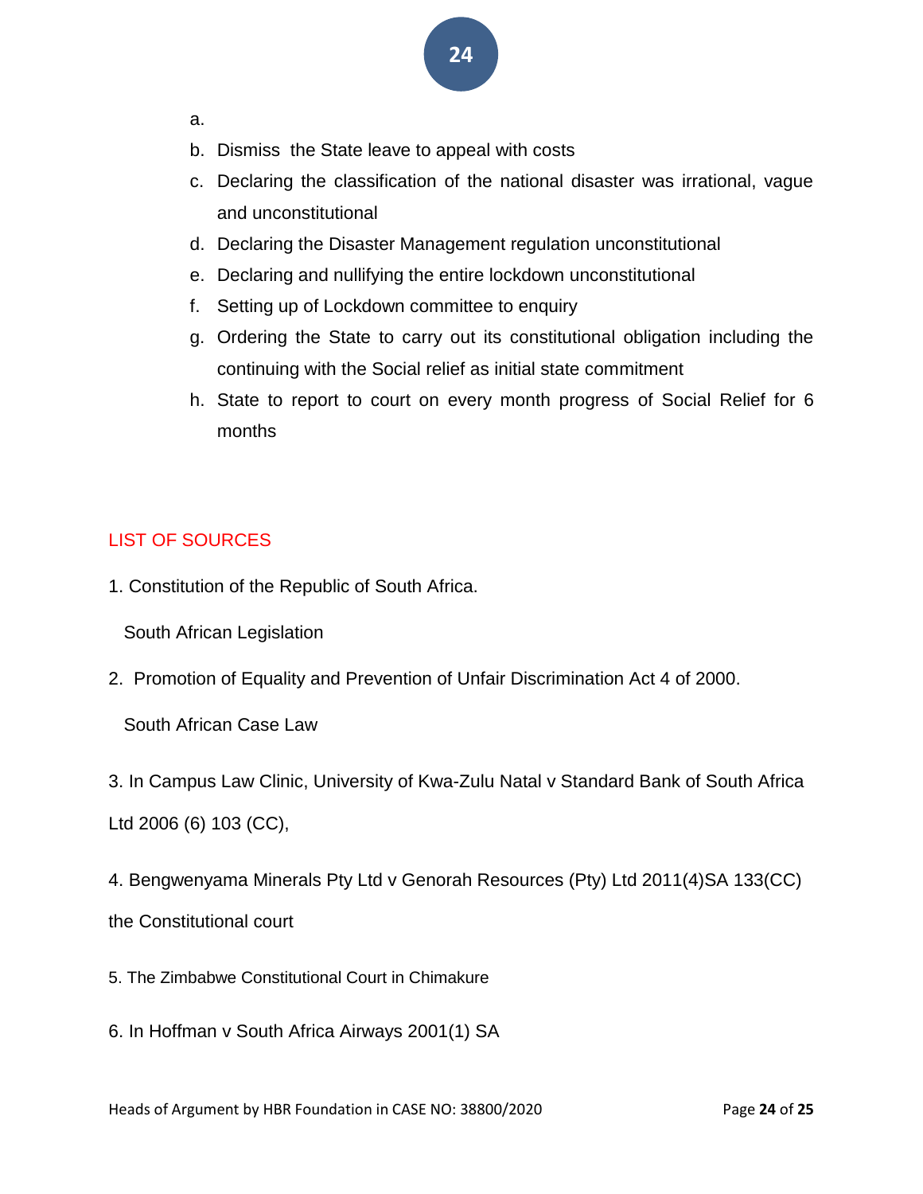a.
b. Dismiss the State leave to appeal with costs
c. Declaring the classification of the national disaster was irrational, vague and unconstitutional
d. Declaring the Disaster Management regulation unconstitutional
e. Declaring and nullifying the entire lockdown unconstitutional
f. Setting up of Lockdown committee to enquiry
g. Ordering the State to carry out its constitutional obligation including the continuing with the Social relief as initial state commitment
h. State to report to court on every month progress of Social Relief for 6 months

## LIST OF SOURCES

1. Constitution of the Republic of South Africa.

South African Legislation

2. Promotion of Equality and Prevention of Unfair Discrimination Act 4 of 2000.

South African Case Law

3. In Campus Law Clinic, University of Kwa-Zulu Natal v Standard Bank of South Africa Ltd 2006 (6) 103 (CC),

4. Bengwenyama Minerals Pty Ltd v Genorah Resources (Pty) Ltd 2011(4)SA 133(CC) the Constitutional court

5. The Zimbabwe Constitutional Court in Chimakure

6. In Hoffman v South Africa Airways 2001(1) SA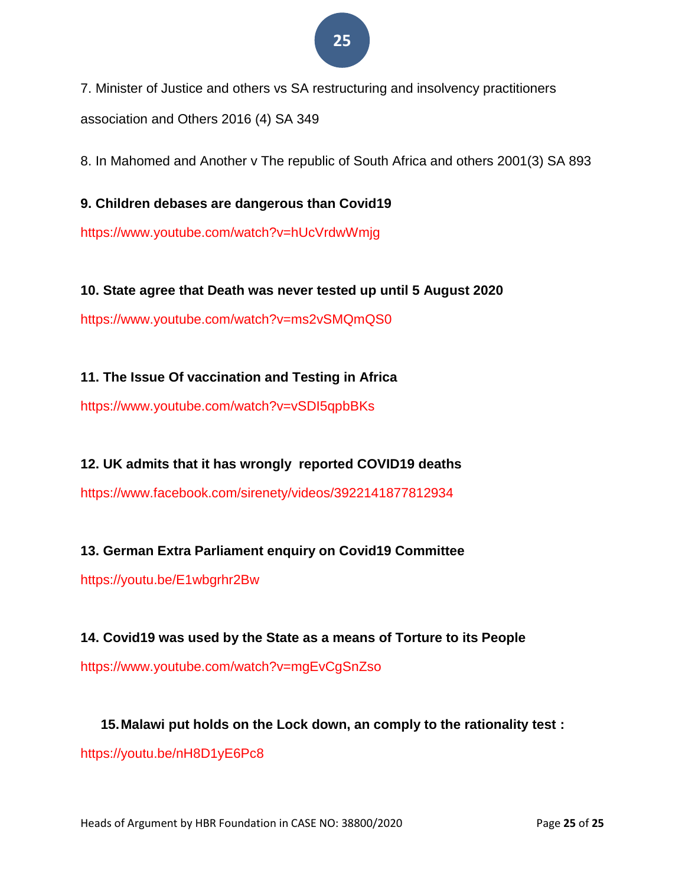7. Minister of Justice and others vs SA restructuring and insolvency practitioners association and Others 2016 (4) SA 349

8. In Mahomed and Another v The republic of South Africa and others 2001(3) SA 893

**9. Children debases are dangerous than Covid19**

https://www.youtube.com/watch?v=hUcVrdwWmjg

**10. State agree that Death was never tested up until 5 August 2020**

https://www.youtube.com/watch?v=ms2vSMQmQS0

**11. The Issue Of vaccination and Testing in Africa**

https://www.youtube.com/watch?v=vSDI5qpbBKs

**12. UK admits that it has wrongly reported COVID19 deaths**

https://www.facebook.com/sirenety/videos/3922141877812934

**13. German Extra Parliament enquiry on Covid19 Committee**

https://youtu.be/E1wbgrhr2Bw

**14. Covid19 was used by the State as a means of Torture to its People**

https://www.youtube.com/watch?v=mgEvCgSnZso

**15. Malawi put holds on the Lock down, an comply to the rationality test :**

https://youtu.be/nH8D1yE6Pc8